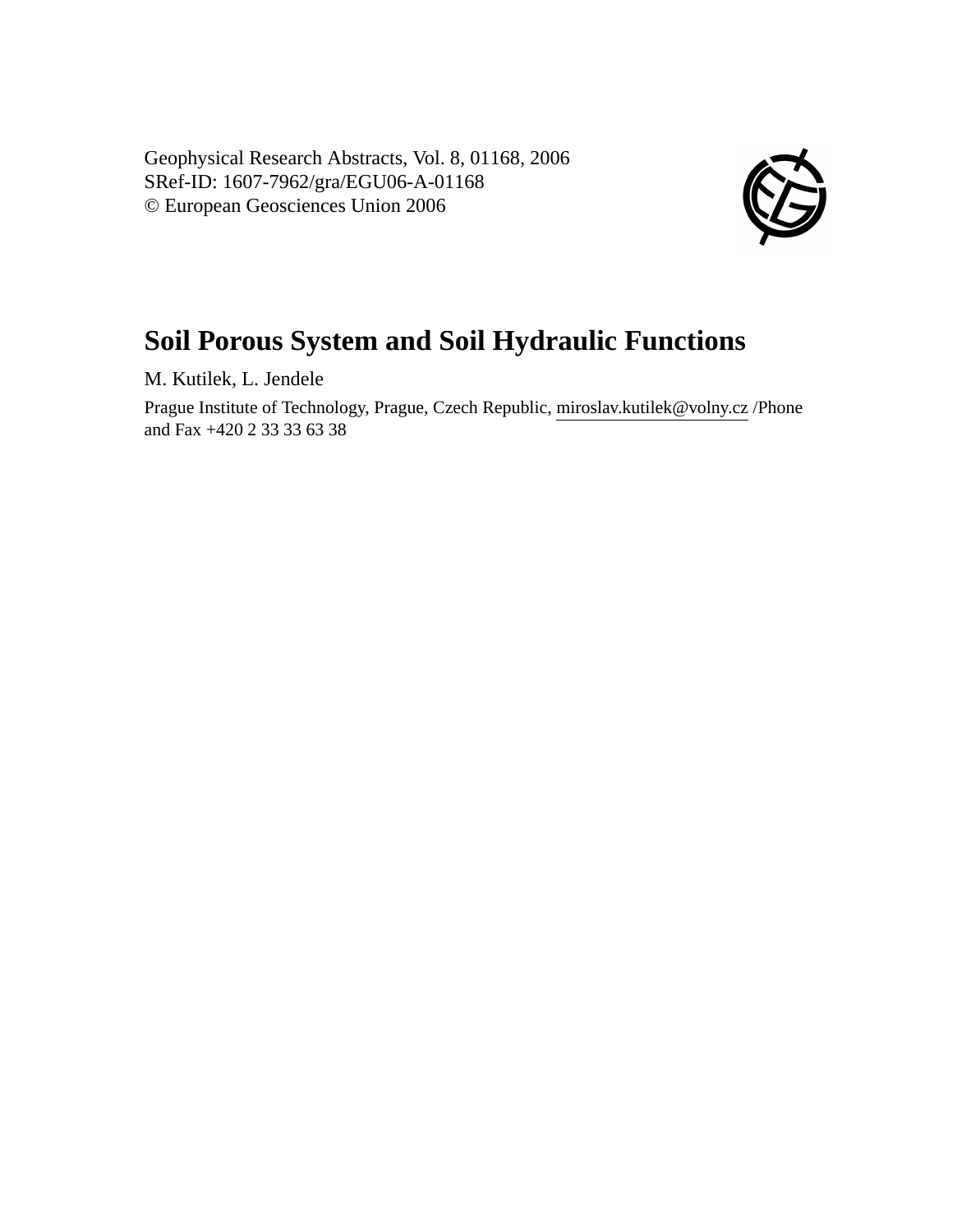Geophysical Research Abstracts, Vol. 8, 01168, 2006
SRef-ID: 1607-7962/gra/EGU06-A-01168
© European Geosciences Union 2006

# Soil Porous System and Soil Hydraulic Functions

M. Kutilek, L. Jendele

Prague Institute of Technology, Prague, Czech Republic, miroslav.kutilek@volny.cz /Phone and Fax +420 2 33 33 63 38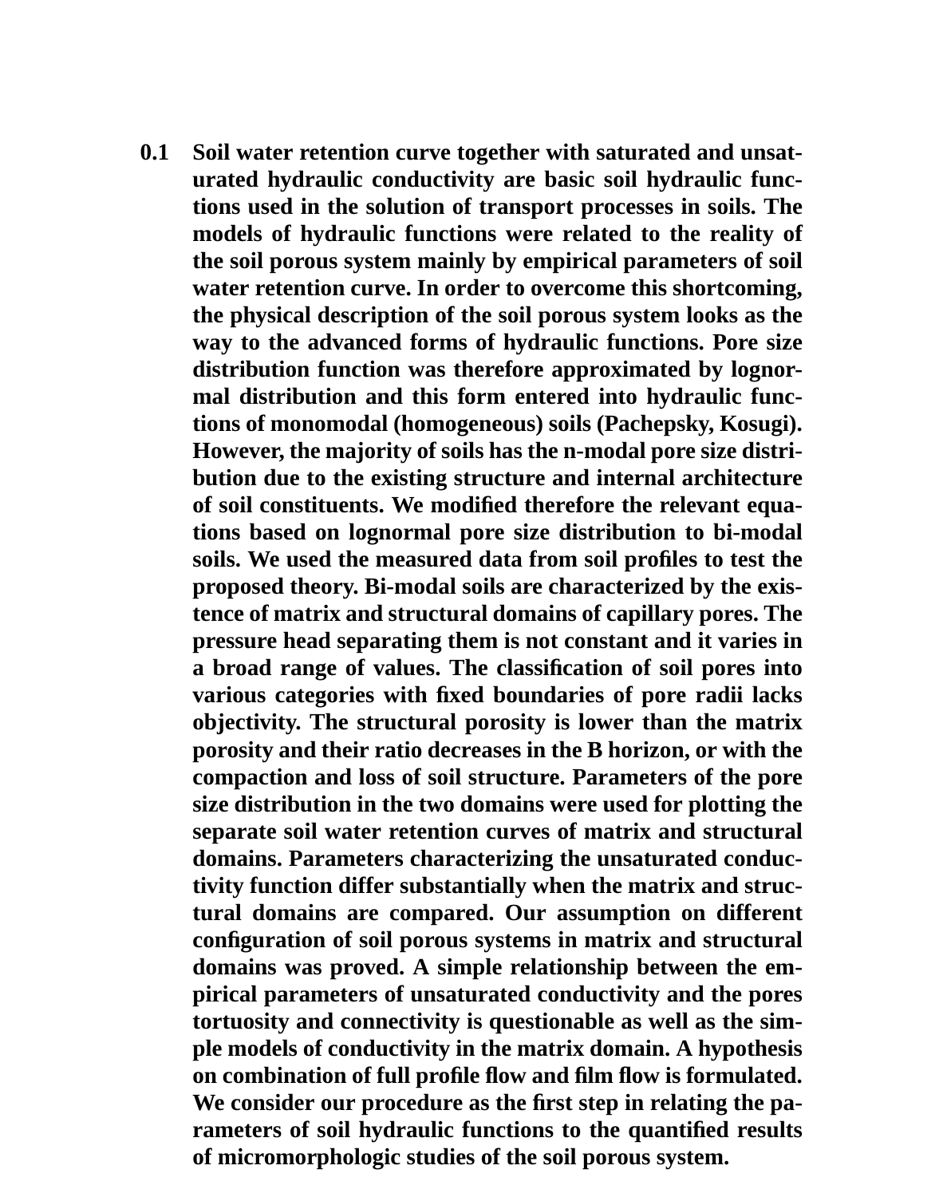**0.1 Soil water retention curve together with saturated and unsaturated hydraulic conductivity are basic soil hydraulic functions used in the solution of transport processes in soils. The models of hydraulic functions were related to the reality of the soil porous system mainly by empirical parameters of soil water retention curve. In order to overcome this shortcoming, the physical description of the soil porous system looks as the way to the advanced forms of hydraulic functions. Pore size distribution function was therefore approximated by lognormal distribution and this form entered into hydraulic functions of monomodal (homogeneous) soils (Pachepsky, Kosugi). However, the majority of soils has the n-modal pore size distribution due to the existing structure and internal architecture of soil constituents. We modified therefore the relevant equations based on lognormal pore size distribution to bi-modal soils. We used the measured data from soil profiles to test the proposed theory. Bi-modal soils are characterized by the existence of matrix and structural domains of capillary pores. The pressure head separating them is not constant and it varies in a broad range of values. The classification of soil pores into various categories with fixed boundaries of pore radii lacks objectivity. The structural porosity is lower than the matrix porosity and their ratio decreases in the B horizon, or with the compaction and loss of soil structure. Parameters of the pore size distribution in the two domains were used for plotting the separate soil water retention curves of matrix and structural domains. Parameters characterizing the unsaturated conductivity function differ substantially when the matrix and structural domains are compared. Our assumption on different configuration of soil porous systems in matrix and structural domains was proved. A simple relationship between the empirical parameters of unsaturated conductivity and the pores tortuosity and connectivity is questionable as well as the simple models of conductivity in the matrix domain. A hypothesis on combination of full profile flow and film flow is formulated. We consider our procedure as the first step in relating the parameters of soil hydraulic functions to the quantified results of micromorphologic studies of the soil porous system.**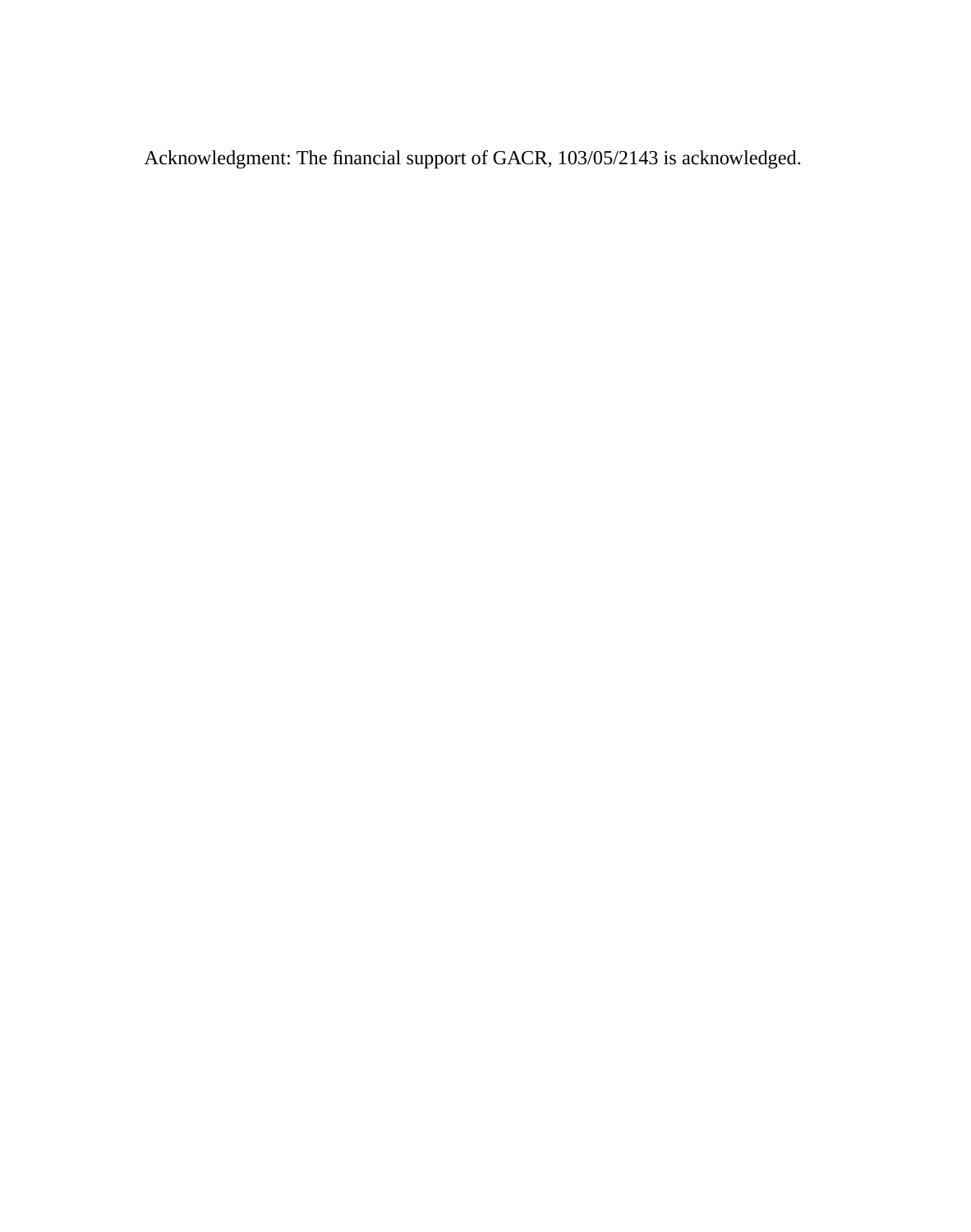Acknowledgment: The financial support of GACR, 103/05/2143 is acknowledged.